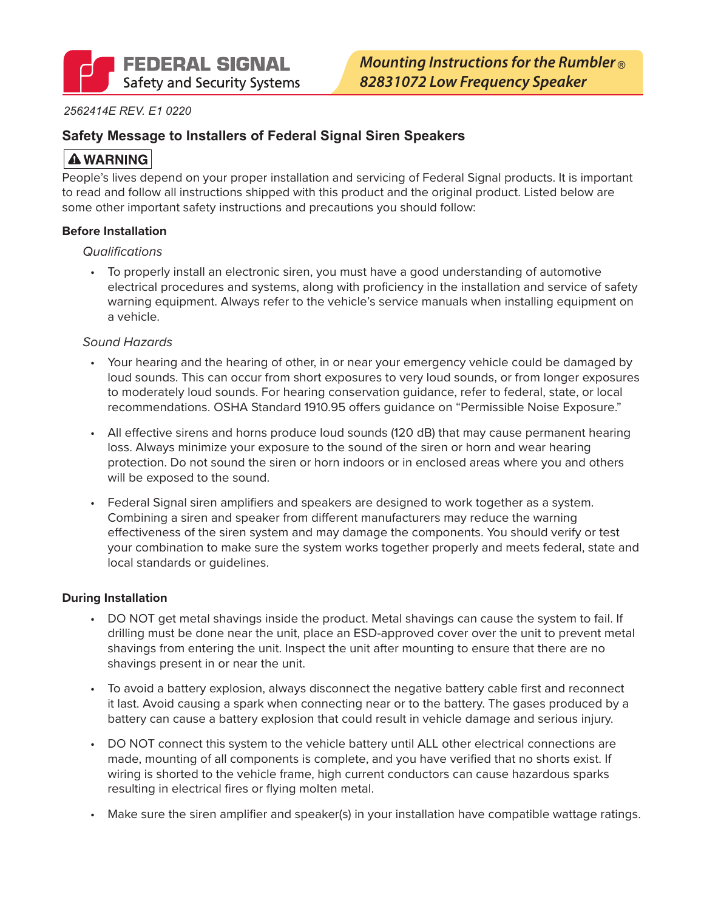FEDERAL SIGNAL
Safety and Security Systems

# *Mounting Instructions for the Rumbler® 82831072 Low Frequency Speaker*

*2562414E REV. E1 0220*

## Safety Message to Installers of Federal Signal Siren Speakers

**⚠ WARNING**

People's lives depend on your proper installation and servicing of Federal Signal products. It is important to read and follow all instructions shipped with this product and the original product. Listed below are some other important safety instructions and precautions you should follow:

### Before Installation

*Qualifications*

- To properly install an electronic siren, you must have a good understanding of automotive electrical procedures and systems, along with proficiency in the installation and service of safety warning equipment. Always refer to the vehicle's service manuals when installing equipment on a vehicle.

*Sound Hazards*

- Your hearing and the hearing of other, in or near your emergency vehicle could be damaged by loud sounds. This can occur from short exposures to very loud sounds, or from longer exposures to moderately loud sounds. For hearing conservation guidance, refer to federal, state, or local recommendations. OSHA Standard 1910.95 offers guidance on "Permissible Noise Exposure."
- All effective sirens and horns produce loud sounds (120 dB) that may cause permanent hearing loss. Always minimize your exposure to the sound of the siren or horn and wear hearing protection. Do not sound the siren or horn indoors or in enclosed areas where you and others will be exposed to the sound.
- Federal Signal siren amplifiers and speakers are designed to work together as a system. Combining a siren and speaker from different manufacturers may reduce the warning effectiveness of the siren system and may damage the components. You should verify or test your combination to make sure the system works together properly and meets federal, state and local standards or guidelines.

### During Installation

- DO NOT get metal shavings inside the product. Metal shavings can cause the system to fail. If drilling must be done near the unit, place an ESD-approved cover over the unit to prevent metal shavings from entering the unit. Inspect the unit after mounting to ensure that there are no shavings present in or near the unit.
- To avoid a battery explosion, always disconnect the negative battery cable first and reconnect it last. Avoid causing a spark when connecting near or to the battery. The gases produced by a battery can cause a battery explosion that could result in vehicle damage and serious injury.
- DO NOT connect this system to the vehicle battery until ALL other electrical connections are made, mounting of all components is complete, and you have verified that no shorts exist. If wiring is shorted to the vehicle frame, high current conductors can cause hazardous sparks resulting in electrical fires or flying molten metal.
- Make sure the siren amplifier and speaker(s) in your installation have compatible wattage ratings.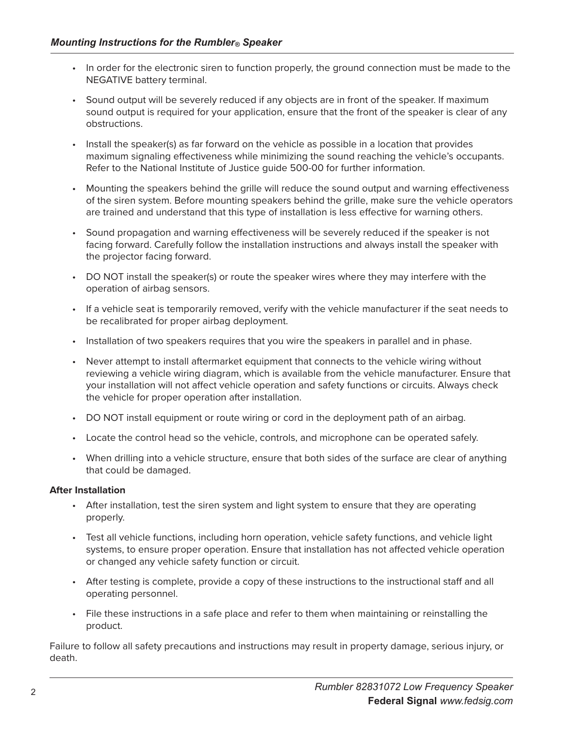- In order for the electronic siren to function properly, the ground connection must be made to the NEGATIVE battery terminal.
- Sound output will be severely reduced if any objects are in front of the speaker. If maximum sound output is required for your application, ensure that the front of the speaker is clear of any obstructions.
- Install the speaker(s) as far forward on the vehicle as possible in a location that provides maximum signaling effectiveness while minimizing the sound reaching the vehicle's occupants. Refer to the National Institute of Justice guide 500-00 for further information.
- Mounting the speakers behind the grille will reduce the sound output and warning effectiveness of the siren system. Before mounting speakers behind the grille, make sure the vehicle operators are trained and understand that this type of installation is less effective for warning others.
- Sound propagation and warning effectiveness will be severely reduced if the speaker is not facing forward. Carefully follow the installation instructions and always install the speaker with the projector facing forward.
- DO NOT install the speaker(s) or route the speaker wires where they may interfere with the operation of airbag sensors.
- If a vehicle seat is temporarily removed, verify with the vehicle manufacturer if the seat needs to be recalibrated for proper airbag deployment.
- Installation of two speakers requires that you wire the speakers in parallel and in phase.
- Never attempt to install aftermarket equipment that connects to the vehicle wiring without reviewing a vehicle wiring diagram, which is available from the vehicle manufacturer. Ensure that your installation will not affect vehicle operation and safety functions or circuits. Always check the vehicle for proper operation after installation.
- DO NOT install equipment or route wiring or cord in the deployment path of an airbag.
- Locate the control head so the vehicle, controls, and microphone can be operated safely.
- When drilling into a vehicle structure, ensure that both sides of the surface are clear of anything that could be damaged.

**After Installation**

- After installation, test the siren system and light system to ensure that they are operating properly.
- Test all vehicle functions, including horn operation, vehicle safety functions, and vehicle light systems, to ensure proper operation. Ensure that installation has not affected vehicle operation or changed any vehicle safety function or circuit.
- After testing is complete, provide a copy of these instructions to the instructional staff and all operating personnel.
- File these instructions in a safe place and refer to them when maintaining or reinstalling the product.

Failure to follow all safety precautions and instructions may result in property damage, serious injury, or death.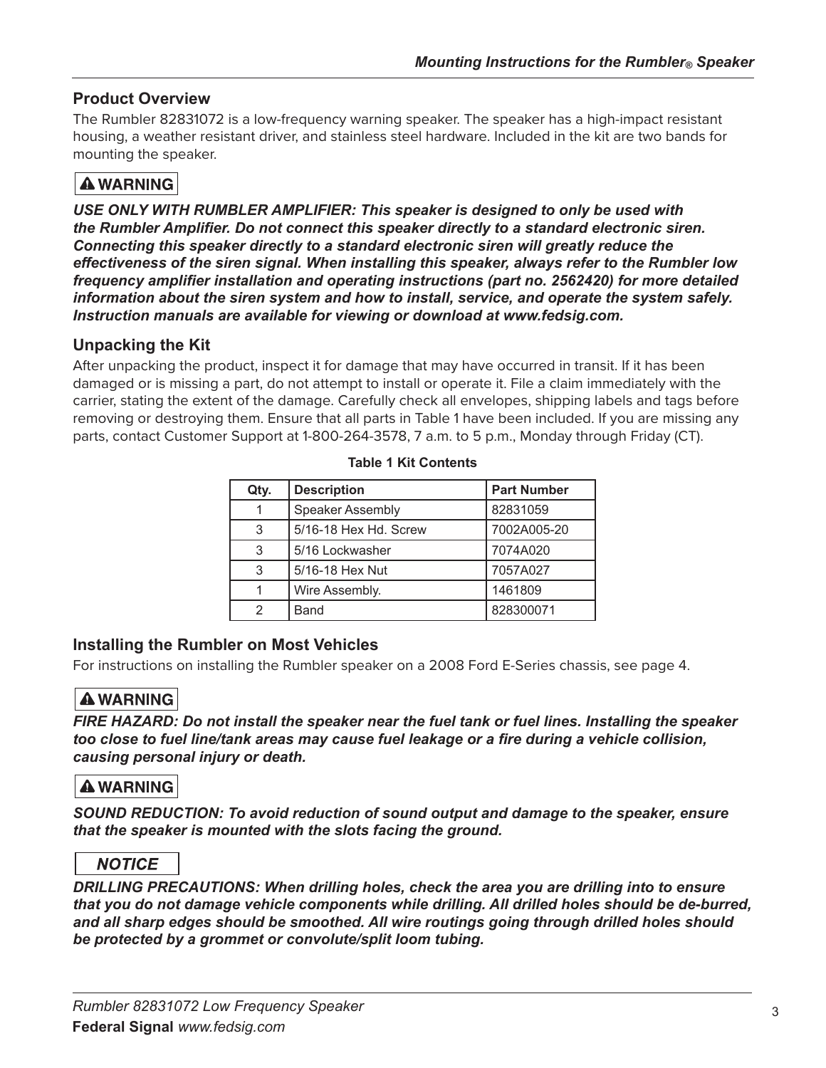## Product Overview

The Rumbler 82831072 is a low-frequency warning speaker. The speaker has a high-impact resistant housing, a weather resistant driver, and stainless steel hardware. Included in the kit are two bands for mounting the speaker.

**⚠ WARNING**

***USE ONLY WITH RUMBLER AMPLIFIER: This speaker is designed to only be used with the Rumbler Amplifier. Do not connect this speaker directly to a standard electronic siren. Connecting this speaker directly to a standard electronic siren will greatly reduce the effectiveness of the siren signal. When installing this speaker, always refer to the Rumbler low frequency amplifier installation and operating instructions (part no. 2562420) for more detailed information about the siren system and how to install, service, and operate the system safely. Instruction manuals are available for viewing or download at www.fedsig.com.***

## Unpacking the Kit

After unpacking the product, inspect it for damage that may have occurred in transit. If it has been damaged or is missing a part, do not attempt to install or operate it. File a claim immediately with the carrier, stating the extent of the damage. Carefully check all envelopes, shipping labels and tags before removing or destroying them. Ensure that all parts in Table 1 have been included. If you are missing any parts, contact Customer Support at 1-800-264-3578, 7 a.m. to 5 p.m., Monday through Friday (CT).

**Table 1 Kit Contents**

| Qty. | Description | Part Number |
|---|---|---|
| 1 | Speaker Assembly | 82831059 |
| 3 | 5/16-18 Hex Hd. Screw | 7002A005-20 |
| 3 | 5/16 Lockwasher | 7074A020 |
| 3 | 5/16-18 Hex Nut | 7057A027 |
| 1 | Wire Assembly. | 1461809 |
| 2 | Band | 828300071 |

## Installing the Rumbler on Most Vehicles

For instructions on installing the Rumbler speaker on a 2008 Ford E-Series chassis, see page 4.

**⚠ WARNING**

***FIRE HAZARD: Do not install the speaker near the fuel tank or fuel lines. Installing the speaker too close to fuel line/tank areas may cause fuel leakage or a fire during a vehicle collision, causing personal injury or death.***

**⚠ WARNING**

***SOUND REDUCTION: To avoid reduction of sound output and damage to the speaker, ensure that the speaker is mounted with the slots facing the ground.***

***NOTICE***

***DRILLING PRECAUTIONS: When drilling holes, check the area you are drilling into to ensure that you do not damage vehicle components while drilling. All drilled holes should be de-burred, and all sharp edges should be smoothed. All wire routings going through drilled holes should be protected by a grommet or convolute/split loom tubing.***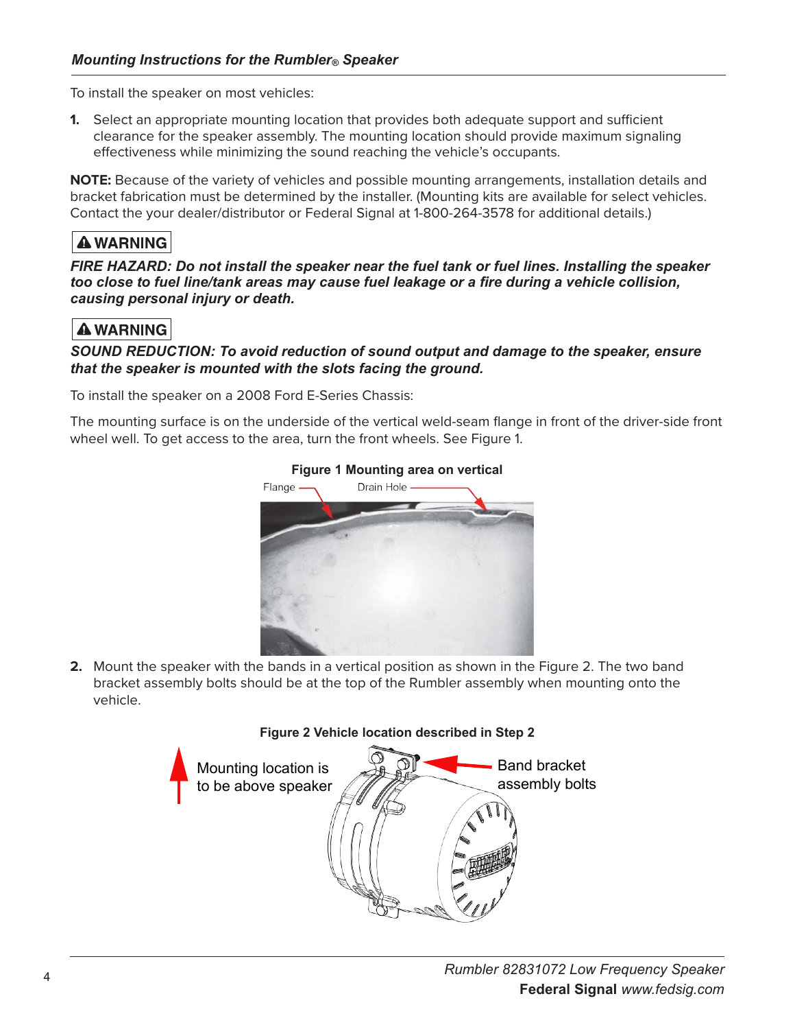## *Mounting Instructions for the Rumbler® Speaker*

To install the speaker on most vehicles:

1. Select an appropriate mounting location that provides both adequate support and sufficient clearance for the speaker assembly. The mounting location should provide maximum signaling effectiveness while minimizing the sound reaching the vehicle's occupants.

**NOTE:** Because of the variety of vehicles and possible mounting arrangements, installation details and bracket fabrication must be determined by the installer. (Mounting kits are available for select vehicles. Contact the your dealer/distributor or Federal Signal at 1-800-264-3578 for additional details.)

**⚠ WARNING**

***FIRE HAZARD: Do not install the speaker near the fuel tank or fuel lines. Installing the speaker too close to fuel line/tank areas may cause fuel leakage or a fire during a vehicle collision, causing personal injury or death.***

**⚠ WARNING**

***SOUND REDUCTION: To avoid reduction of sound output and damage to the speaker, ensure that the speaker is mounted with the slots facing the ground.***

To install the speaker on a 2008 Ford E-Series Chassis:

The mounting surface is on the underside of the vertical weld-seam flange in front of the driver-side front wheel well. To get access to the area, turn the front wheels. See Figure 1.

**Figure 1 Mounting area on vertical**

Flange

Drain Hole

2. Mount the speaker with the bands in a vertical position as shown in the Figure 2. The two band bracket assembly bolts should be at the top of the Rumbler assembly when mounting onto the vehicle.

**Figure 2 Vehicle location described in Step 2**

Mounting location is to be above speaker

Band bracket assembly bolts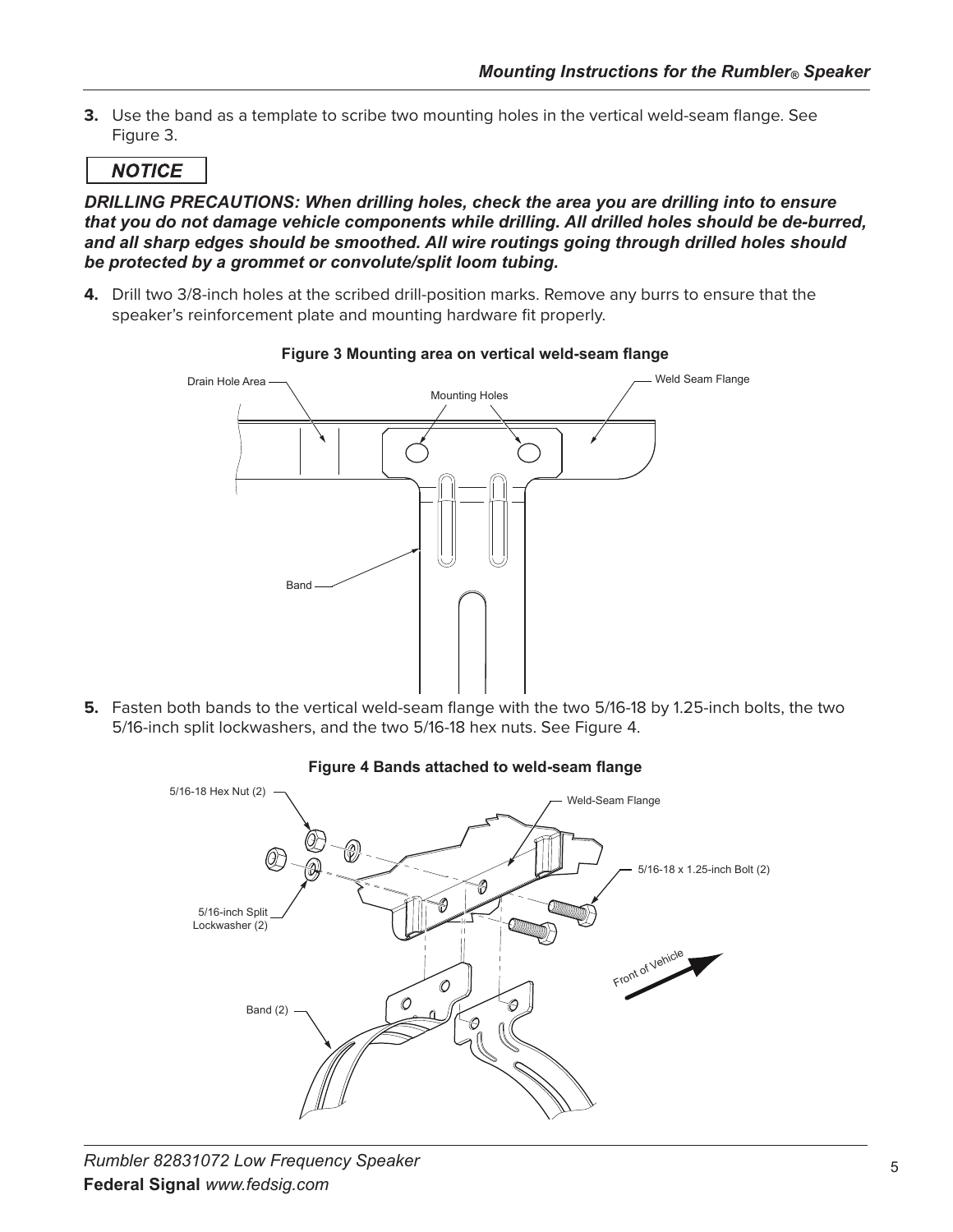3. Use the band as a template to scribe two mounting holes in the vertical weld-seam flange. See Figure 3.

**NOTICE**

***DRILLING PRECAUTIONS: When drilling holes, check the area you are drilling into to ensure that you do not damage vehicle components while drilling. All drilled holes should be de-burred, and all sharp edges should be smoothed. All wire routings going through drilled holes should be protected by a grommet or convolute/split loom tubing.***

4. Drill two 3/8-inch holes at the scribed drill-position marks. Remove any burrs to ensure that the speaker's reinforcement plate and mounting hardware fit properly.

**Figure 3 Mounting area on vertical weld-seam flange**

5. Fasten both bands to the vertical weld-seam flange with the two 5/16-18 by 1.25-inch bolts, the two 5/16-inch split lockwashers, and the two 5/16-18 hex nuts. See Figure 4.

**Figure 4 Bands attached to weld-seam flange**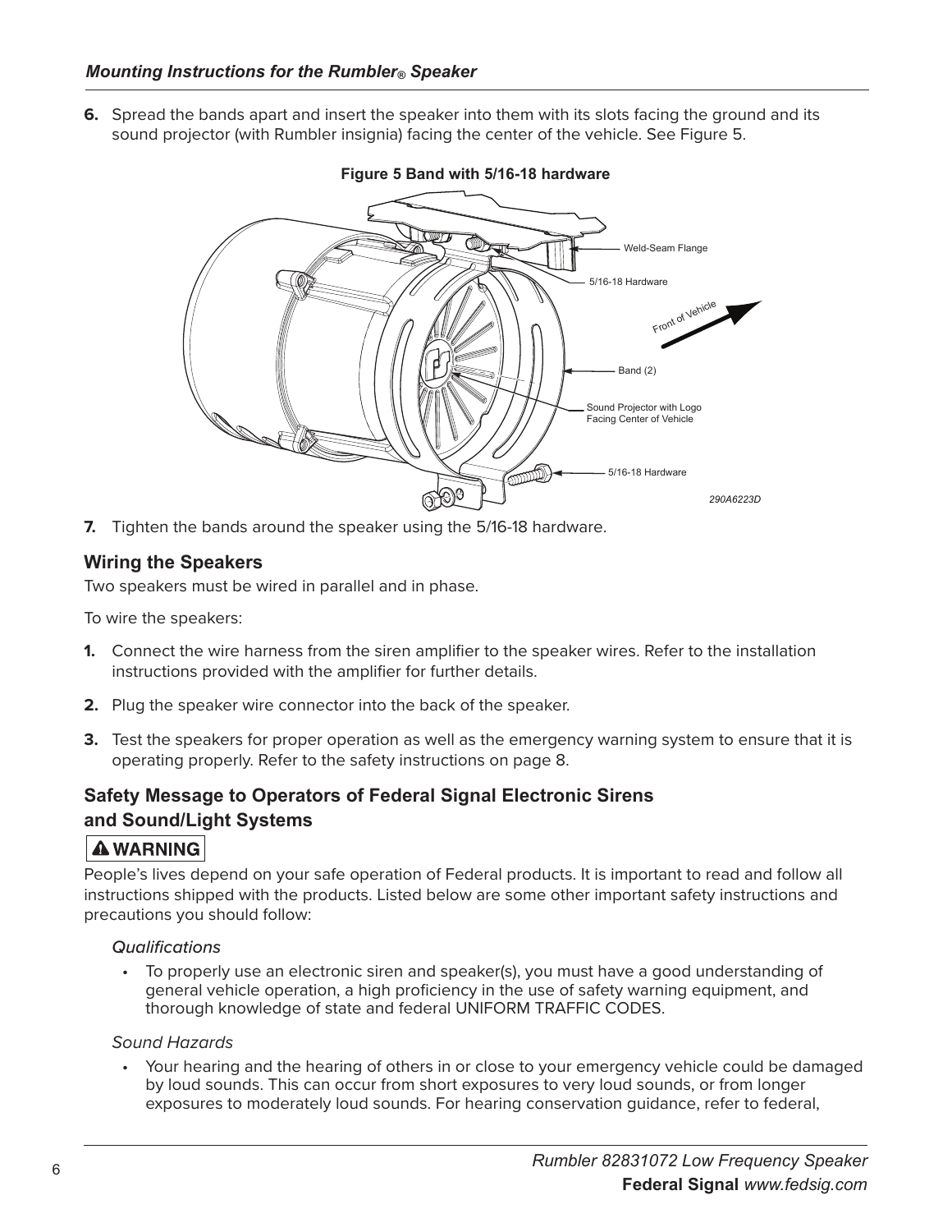6. Spread the bands apart and insert the speaker into them with its slots facing the ground and its sound projector (with Rumbler insignia) facing the center of the vehicle. See Figure 5.

**Figure 5 Band with 5/16-18 hardware**

7. Tighten the bands around the speaker using the 5/16-18 hardware.

## Wiring the Speakers

Two speakers must be wired in parallel and in phase.

To wire the speakers:

1. Connect the wire harness from the siren amplifier to the speaker wires. Refer to the installation instructions provided with the amplifier for further details.
2. Plug the speaker wire connector into the back of the speaker.
3. Test the speakers for proper operation as well as the emergency warning system to ensure that it is operating properly. Refer to the safety instructions on page 8.

## Safety Message to Operators of Federal Signal Electronic Sirens and Sound/Light Systems

**⚠ WARNING**

People's lives depend on your safe operation of Federal products. It is important to read and follow all instructions shipped with the products. Listed below are some other important safety instructions and precautions you should follow:

*Qualifications*

- To properly use an electronic siren and speaker(s), you must have a good understanding of general vehicle operation, a high proficiency in the use of safety warning equipment, and thorough knowledge of state and federal UNIFORM TRAFFIC CODES.

*Sound Hazards*

- Your hearing and the hearing of others in or close to your emergency vehicle could be damaged by loud sounds. This can occur from short exposures to very loud sounds, or from longer exposures to moderately loud sounds. For hearing conservation guidance, refer to federal,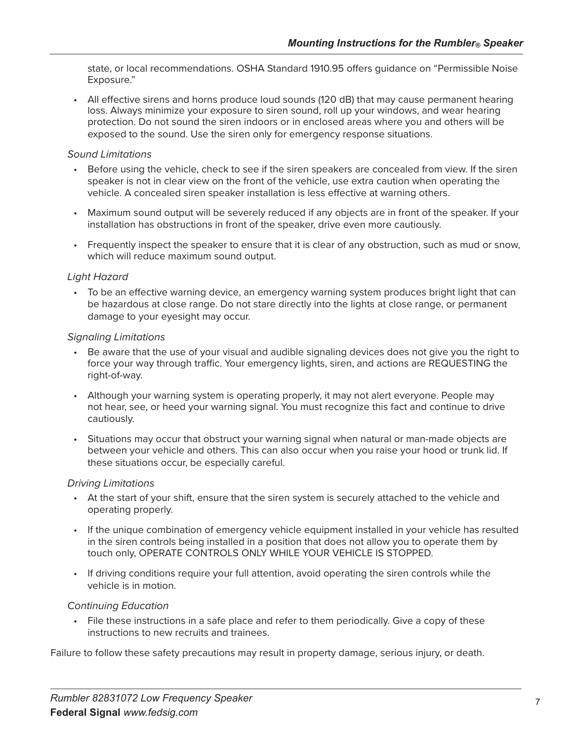state, or local recommendations. OSHA Standard 1910.95 offers guidance on "Permissible Noise Exposure."

- All effective sirens and horns produce loud sounds (120 dB) that may cause permanent hearing loss. Always minimize your exposure to siren sound, roll up your windows, and wear hearing protection. Do not sound the siren indoors or in enclosed areas where you and others will be exposed to the sound. Use the siren only for emergency response situations.

*Sound Limitations*

- Before using the vehicle, check to see if the siren speakers are concealed from view. If the siren speaker is not in clear view on the front of the vehicle, use extra caution when operating the vehicle. A concealed siren speaker installation is less effective at warning others.
- Maximum sound output will be severely reduced if any objects are in front of the speaker. If your installation has obstructions in front of the speaker, drive even more cautiously.
- Frequently inspect the speaker to ensure that it is clear of any obstruction, such as mud or snow, which will reduce maximum sound output.

*Light Hazard*

- To be an effective warning device, an emergency warning system produces bright light that can be hazardous at close range. Do not stare directly into the lights at close range, or permanent damage to your eyesight may occur.

*Signaling Limitations*

- Be aware that the use of your visual and audible signaling devices does not give you the right to force your way through traffic. Your emergency lights, siren, and actions are REQUESTING the right-of-way.
- Although your warning system is operating properly, it may not alert everyone. People may not hear, see, or heed your warning signal. You must recognize this fact and continue to drive cautiously.
- Situations may occur that obstruct your warning signal when natural or man-made objects are between your vehicle and others. This can also occur when you raise your hood or trunk lid. If these situations occur, be especially careful.

*Driving Limitations*

- At the start of your shift, ensure that the siren system is securely attached to the vehicle and operating properly.
- If the unique combination of emergency vehicle equipment installed in your vehicle has resulted in the siren controls being installed in a position that does not allow you to operate them by touch only, OPERATE CONTROLS ONLY WHILE YOUR VEHICLE IS STOPPED.
- If driving conditions require your full attention, avoid operating the siren controls while the vehicle is in motion.

*Continuing Education*

- File these instructions in a safe place and refer to them periodically. Give a copy of these instructions to new recruits and trainees.

Failure to follow these safety precautions may result in property damage, serious injury, or death.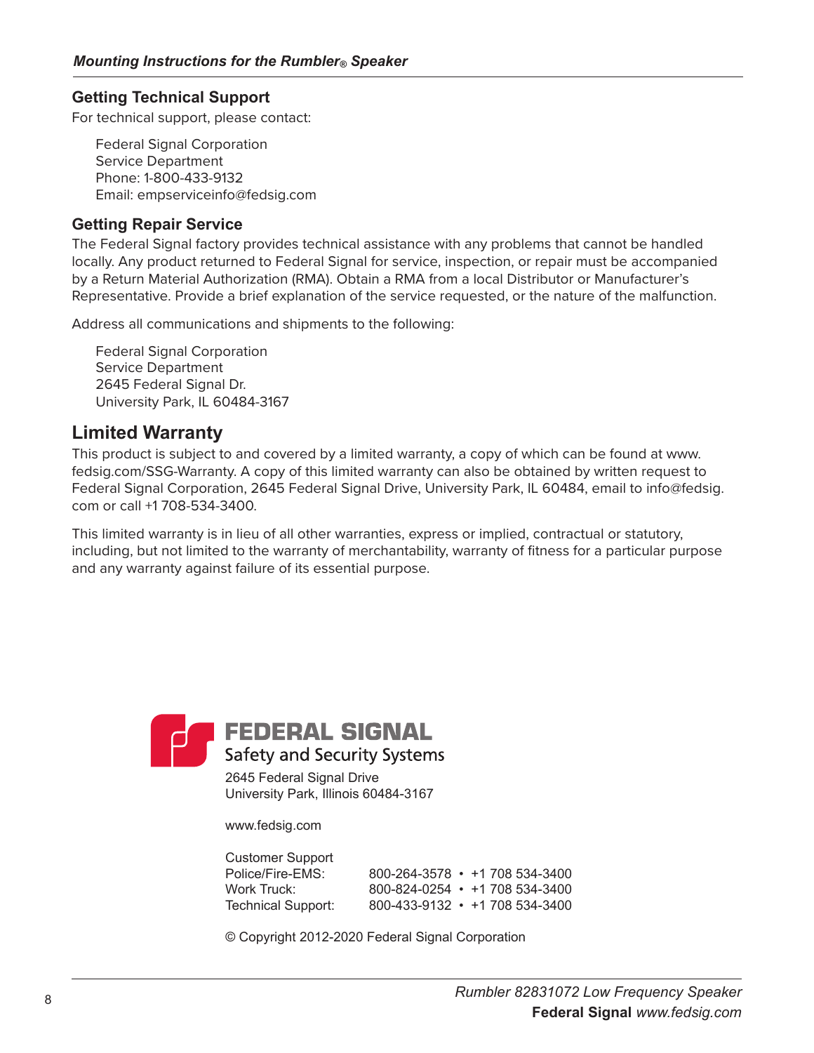## Getting Technical Support

For technical support, please contact:

Federal Signal Corporation
Service Department
Phone: 1-800-433-9132
Email: empserviceinfo@fedsig.com

## Getting Repair Service

The Federal Signal factory provides technical assistance with any problems that cannot be handled locally. Any product returned to Federal Signal for service, inspection, or repair must be accompanied by a Return Material Authorization (RMA). Obtain a RMA from a local Distributor or Manufacturer's Representative. Provide a brief explanation of the service requested, or the nature of the malfunction.

Address all communications and shipments to the following:

Federal Signal Corporation
Service Department
2645 Federal Signal Dr.
University Park, IL 60484-3167

# Limited Warranty

This product is subject to and covered by a limited warranty, a copy of which can be found at www.fedsig.com/SSG-Warranty. A copy of this limited warranty can also be obtained by written request to Federal Signal Corporation, 2645 Federal Signal Drive, University Park, IL 60484, email to info@fedsig.com or call +1 708-534-3400.

This limited warranty is in lieu of all other warranties, express or implied, contractual or statutory, including, but not limited to the warranty of merchantability, warranty of fitness for a particular purpose and any warranty against failure of its essential purpose.

**FEDERAL SIGNAL**
Safety and Security Systems

2645 Federal Signal Drive
University Park, Illinois 60484-3167

www.fedsig.com

| Customer Support | |
| --- | --- |
| Police/Fire-EMS: | 800-264-3578 • +1 708 534-3400 |
| Work Truck: | 800-824-0254 • +1 708 534-3400 |
| Technical Support: | 800-433-9132 • +1 708 534-3400 |

© Copyright 2012-2020 Federal Signal Corporation